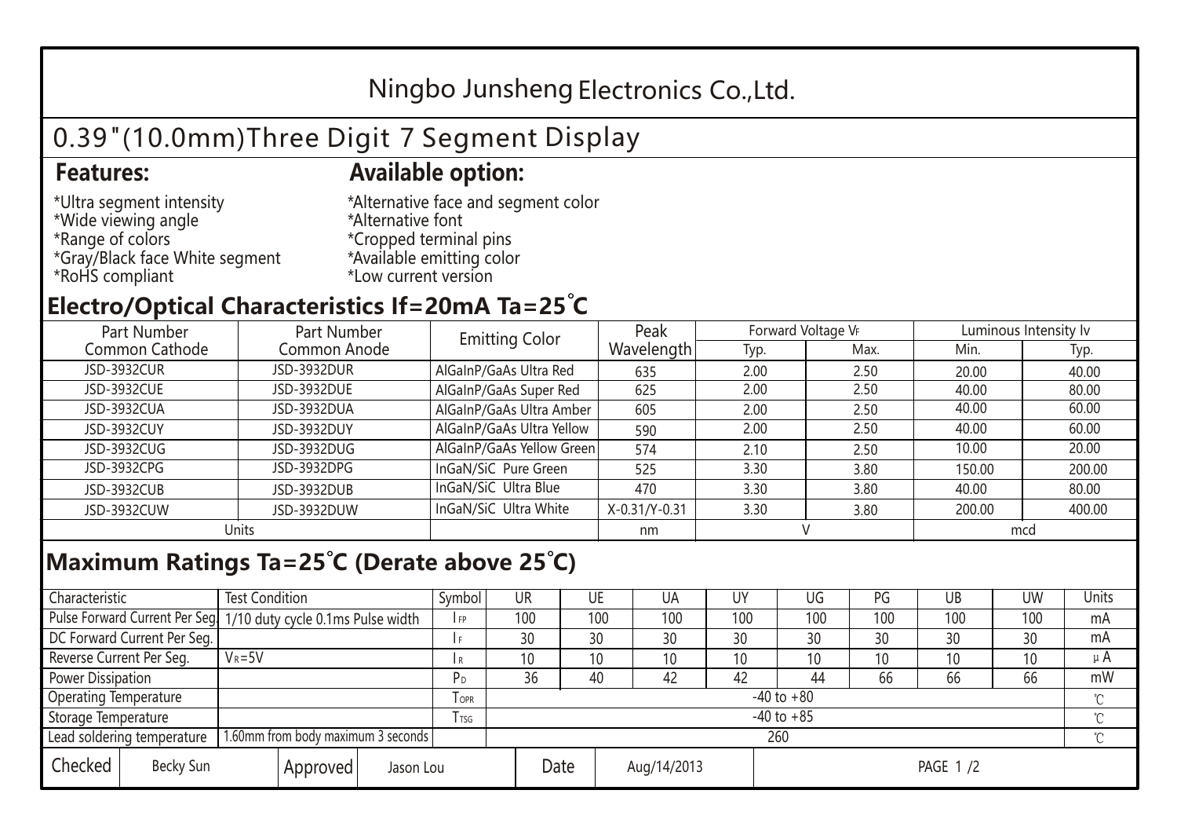# Ningbo Junsheng Electronics Co.,Ltd.

## 0.39"(10.0mm)Three Digit 7 Segment Display

### Features:

*Ultra segment intensity
*Wide viewing angle
*Range of colors
*Gray/Black face White segment
*RoHS compliant

### Available option:

*Alternative face and segment color
*Alternative font
*Cropped terminal pins
*Available emitting color
*Low current version

## Electro/Optical Characteristics If=20mA Ta=25°C

| Part Number Common Cathode | Part Number Common Anode | Emitting Color | Peak Wavelength | Forward Voltage $V_F$ | | Luminous Intensity Iv | |
|---|---|---|---|---|---|---|---|
| | | | | Typ. | Max. | Min. | Typ. |
| JSD-3932CUR | JSD-3932DUR | AlGaInP/GaAs Ultra Red | 635 | 2.00 | 2.50 | 20.00 | 40.00 |
| JSD-3932CUE | JSD-3932DUE | AlGaInP/GaAs Super Red | 625 | 2.00 | 2.50 | 40.00 | 80.00 |
| JSD-3932CUA | JSD-3932DUA | AlGaInP/GaAs Ultra Amber | 605 | 2.00 | 2.50 | 40.00 | 60.00 |
| JSD-3932CUY | JSD-3932DUY | AlGaInP/GaAs Ultra Yellow | 590 | 2.00 | 2.50 | 40.00 | 60.00 |
| JSD-3932CUG | JSD-3932DUG | AlGaInP/GaAs Yellow Green | 574 | 2.10 | 2.50 | 10.00 | 20.00 |
| JSD-3932CPG | JSD-3932DPG | InGaN/SiC Pure Green | 525 | 3.30 | 3.80 | 150.00 | 200.00 |
| JSD-3932CUB | JSD-3932DUB | InGaN/SiC Ultra Blue | 470 | 3.30 | 3.80 | 40.00 | 80.00 |
| JSD-3932CUW | JSD-3932DUW | InGaN/SiC Ultra White | X-0.31/Y-0.31 | 3.30 | 3.80 | 200.00 | 400.00 |
| Units | | | nm | V | | mcd | |

## Maximum Ratings Ta=25°C (Derate above 25°C)

| Characteristic | Test Condition | Symbol | UR | UE | UA | UY | UG | PG | UB | UW | Units |
|---|---|---|---|---|---|---|---|---|---|---|---|
| Pulse Forward Current Per Seg. | 1/10 duty cycle 0.1ms Pulse width | $I_{FP}$ | 100 | 100 | 100 | 100 | 100 | 100 | 100 | 100 | mA |
| DC Forward Current Per Seg. | | $I_F$ | 30 | 30 | 30 | 30 | 30 | 30 | 30 | 30 | mA |
| Reverse Current Per Seg. | $V_R$=5V | $I_R$ | 10 | 10 | 10 | 10 | 10 | 10 | 10 | 10 | μA |
| Power Dissipation | | $P_D$ | 36 | 40 | 42 | 42 | 44 | 66 | 66 | 66 | mW |
| Operating Temperature | | $T_{OPR}$ | -40 to +80 | | | | | | | | ℃ |
| Storage Temperature | | $T_{TSG}$ | -40 to +85 | | | | | | | | ℃ |
| Lead soldering temperature | 1.60mm from body maximum 3 seconds | | 260 | | | | | | | | ℃ |

| Checked | Becky Sun | Approved | Jason Lou | Date | Aug/14/2013 |
|---|---|---|---|---|---|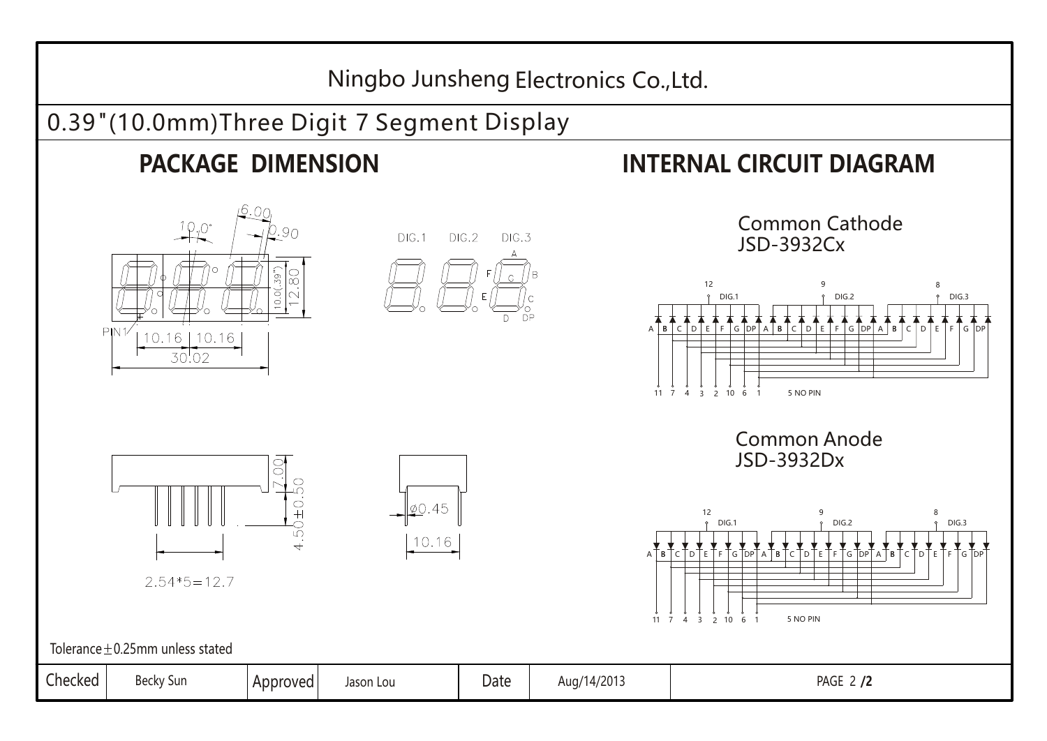# Ningbo Junsheng Electronics Co.,Ltd.

## 0.39"(10.0mm)Three Digit 7 Segment Display

## PACKAGE DIMENSION

10.0°

6.00

0.90

DIG.1 DIG.2 DIG.3

A F B G E C D DP

10.0(.39")

12.80

PIN1

10.16 10.16

30.02

7.00

4.50±0.50

ø0.45

10.16

2.54*5=12.7

## INTERNAL CIRCUIT DIAGRAM

### Common Cathode
### JSD-3932Cx

12 DIG.1 9 DIG.2 8 DIG.3

A B C D E F G DP A B C D E F G DP A B C D E F G DP

11 7 4 3 2 10 6 1 5 NO PIN

### Common Anode
### JSD-3932Dx

12 DIG.1 9 DIG.2 8 DIG.3

A B C D E F G DP A B C D E F G DP A B C D E F G DP

11 7 4 3 2 10 6 1 5 NO PIN

Tolerance±0.25mm unless stated

| Checked | Becky Sun | Approved | Jason Lou | Date | Aug/14/2013 |
|---|---|---|---|---|---|